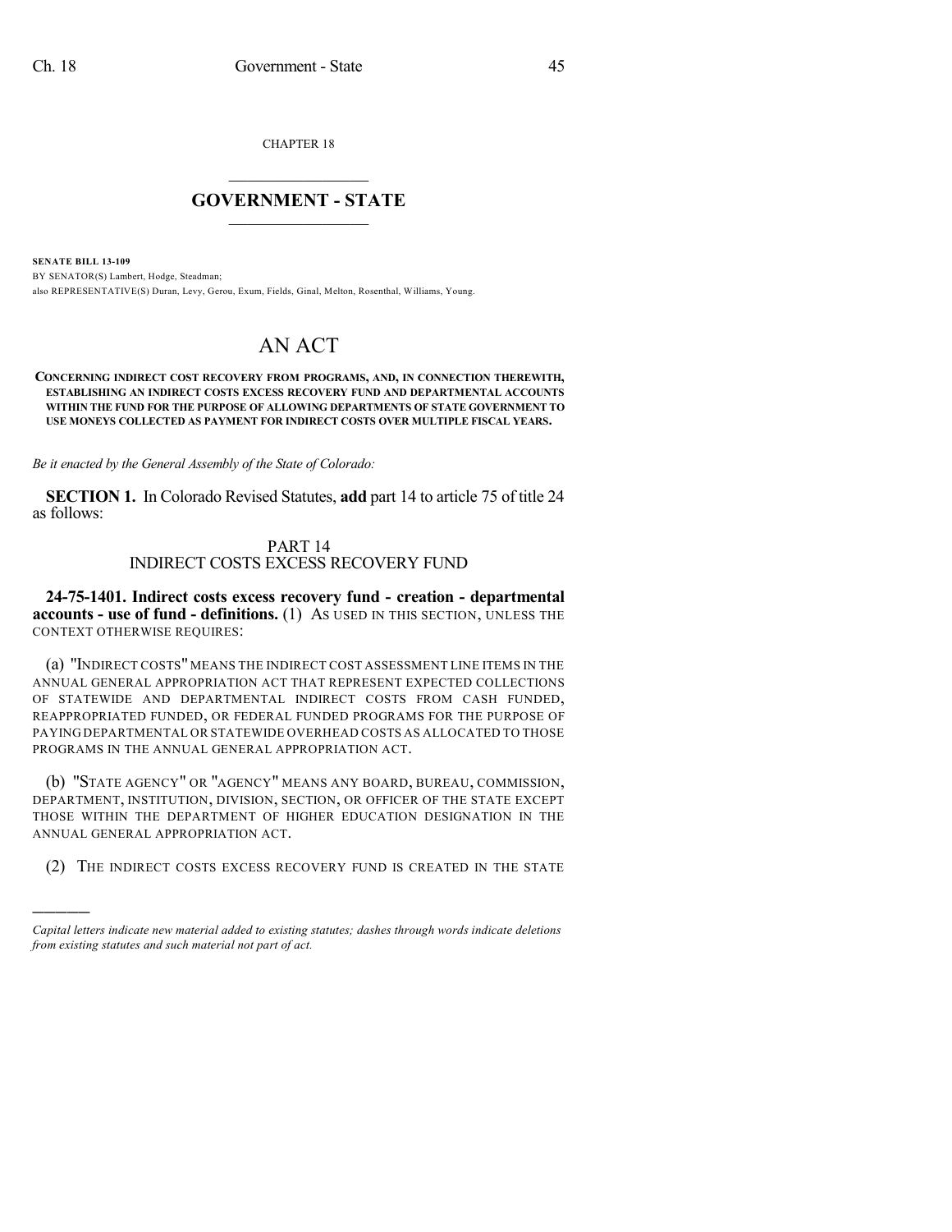CHAPTER 18

## GOVERNMENT - STATE

**SENATE BILL 13-109**

BY SENATOR(S) Lambert, Hodge, Steadman;
also REPRESENTATIVE(S) Duran, Levy, Gerou, Exum, Fields, Ginal, Melton, Rosenthal, Williams, Young.

# AN ACT

**CONCERNING INDIRECT COST RECOVERY FROM PROGRAMS, AND, IN CONNECTION THEREWITH, ESTABLISHING AN INDIRECT COSTS EXCESS RECOVERY FUND AND DEPARTMENTAL ACCOUNTS WITHIN THE FUND FOR THE PURPOSE OF ALLOWING DEPARTMENTS OF STATE GOVERNMENT TO USE MONEYS COLLECTED AS PAYMENT FOR INDIRECT COSTS OVER MULTIPLE FISCAL YEARS.**

*Be it enacted by the General Assembly of the State of Colorado:*

**SECTION 1.** In Colorado Revised Statutes, **add** part 14 to article 75 of title 24 as follows:

PART 14
INDIRECT COSTS EXCESS RECOVERY FUND

**24-75-1401. Indirect costs excess recovery fund - creation - departmental accounts - use of fund - definitions.** (1) AS USED IN THIS SECTION, UNLESS THE CONTEXT OTHERWISE REQUIRES:

(a) "INDIRECT COSTS" MEANS THE INDIRECT COST ASSESSMENT LINE ITEMS IN THE ANNUAL GENERAL APPROPRIATION ACT THAT REPRESENT EXPECTED COLLECTIONS OF STATEWIDE AND DEPARTMENTAL INDIRECT COSTS FROM CASH FUNDED, REAPPROPRIATED FUNDED, OR FEDERAL FUNDED PROGRAMS FOR THE PURPOSE OF PAYING DEPARTMENTAL OR STATEWIDE OVERHEAD COSTS AS ALLOCATED TO THOSE PROGRAMS IN THE ANNUAL GENERAL APPROPRIATION ACT.

(b) "STATE AGENCY" OR "AGENCY" MEANS ANY BOARD, BUREAU, COMMISSION, DEPARTMENT, INSTITUTION, DIVISION, SECTION, OR OFFICER OF THE STATE EXCEPT THOSE WITHIN THE DEPARTMENT OF HIGHER EDUCATION DESIGNATION IN THE ANNUAL GENERAL APPROPRIATION ACT.

(2) THE INDIRECT COSTS EXCESS RECOVERY FUND IS CREATED IN THE STATE

---

*Capital letters indicate new material added to existing statutes; dashes through words indicate deletions from existing statutes and such material not part of act.*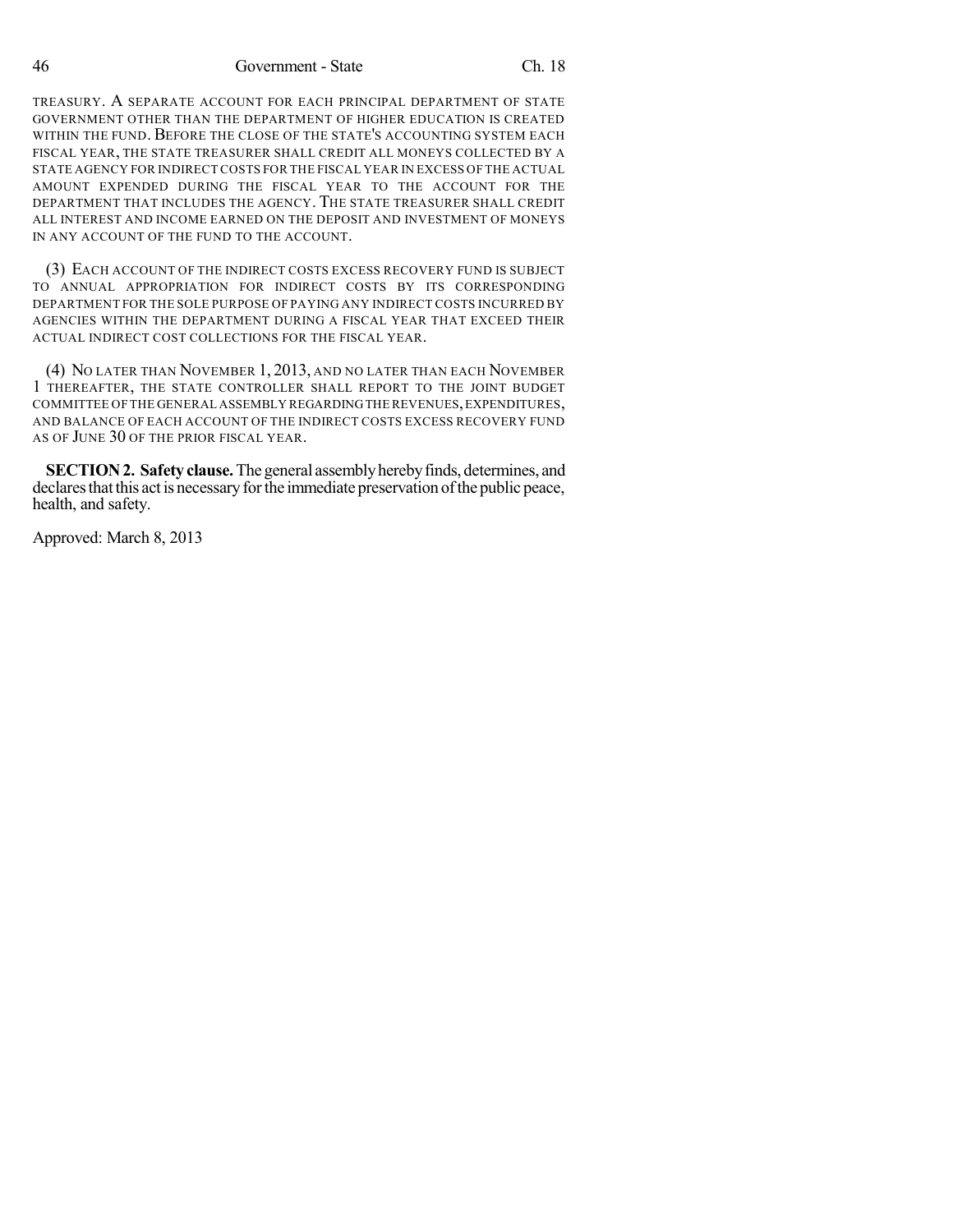TREASURY. A SEPARATE ACCOUNT FOR EACH PRINCIPAL DEPARTMENT OF STATE GOVERNMENT OTHER THAN THE DEPARTMENT OF HIGHER EDUCATION IS CREATED WITHIN THE FUND. BEFORE THE CLOSE OF THE STATE'S ACCOUNTING SYSTEM EACH FISCAL YEAR, THE STATE TREASURER SHALL CREDIT ALL MONEYS COLLECTED BY A STATE AGENCY FOR INDIRECT COSTS FOR THE FISCAL YEAR IN EXCESS OF THE ACTUAL AMOUNT EXPENDED DURING THE FISCAL YEAR TO THE ACCOUNT FOR THE DEPARTMENT THAT INCLUDES THE AGENCY. THE STATE TREASURER SHALL CREDIT ALL INTEREST AND INCOME EARNED ON THE DEPOSIT AND INVESTMENT OF MONEYS IN ANY ACCOUNT OF THE FUND TO THE ACCOUNT.

(3) EACH ACCOUNT OF THE INDIRECT COSTS EXCESS RECOVERY FUND IS SUBJECT TO ANNUAL APPROPRIATION FOR INDIRECT COSTS BY ITS CORRESPONDING DEPARTMENT FOR THE SOLE PURPOSE OF PAYING ANY INDIRECT COSTS INCURRED BY AGENCIES WITHIN THE DEPARTMENT DURING A FISCAL YEAR THAT EXCEED THEIR ACTUAL INDIRECT COST COLLECTIONS FOR THE FISCAL YEAR.

(4) NO LATER THAN NOVEMBER 1, 2013, AND NO LATER THAN EACH NOVEMBER 1 THEREAFTER, THE STATE CONTROLLER SHALL REPORT TO THE JOINT BUDGET COMMITTEE OF THE GENERAL ASSEMBLY REGARDING THE REVENUES, EXPENDITURES, AND BALANCE OF EACH ACCOUNT OF THE INDIRECT COSTS EXCESS RECOVERY FUND AS OF JUNE 30 OF THE PRIOR FISCAL YEAR.

**SECTION 2. Safety clause.** The general assembly hereby finds, determines, and declares that this act is necessary for the immediate preservation of the public peace, health, and safety.

Approved: March 8, 2013